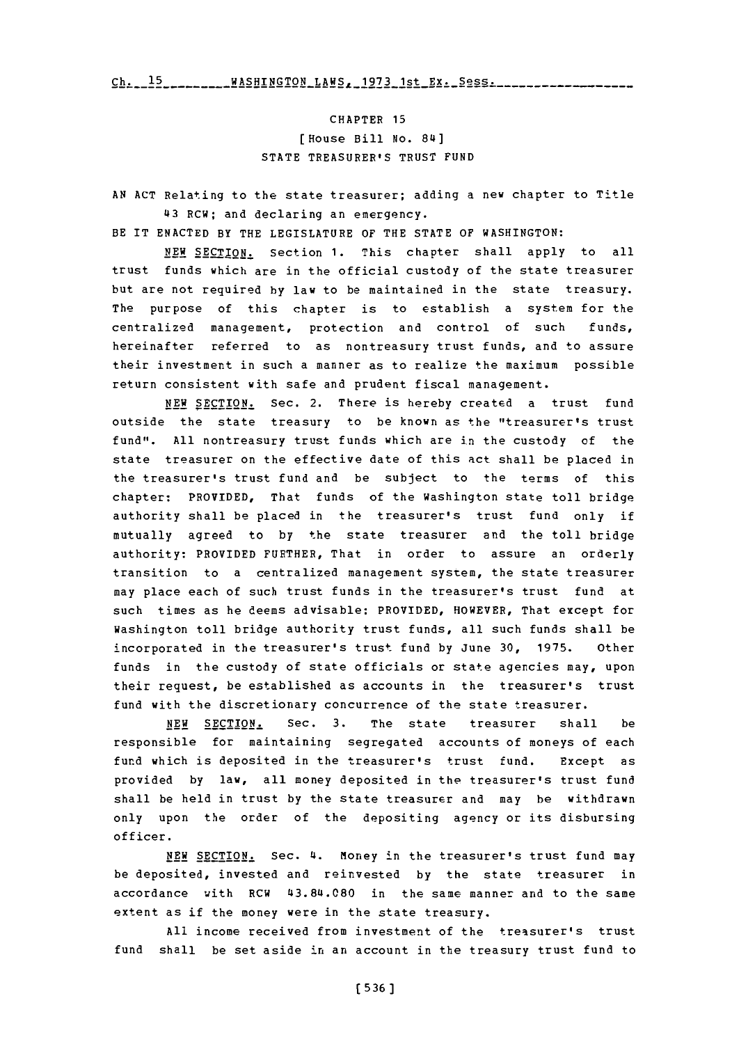CHAPTER 15

[House Bill No. 84]

STATE TREASURER'S TRUST FUND

AN ACT Relating to the state treasurer; adding a new chapter to Title 43 RCW; and declaring an emergency.

BE IT ENACTED BY THE LEGISLATURE OF THE STATE OF WASHINGTON:

NEW SECTION. Section 1. This chapter shall apply to all trust funds which are in the official custody of the state treasurer but are not required by law to be maintained in the state treasury. The purpose of this chapter is to establish a system for the centralized management, protection and control of such funds, hereinafter referred to as nontreasury trust funds, and to assure their investment in such a manner as to realize the maximum possible return consistent with safe and prudent fiscal management.

NEW SECTION. Sec. 2. There is hereby created a trust fund outside the state treasury to be known as the "treasurer's trust fund". All nontreasury trust funds which are in the custody of the state treasurer on the effective date of this act shall be placed in the treasurer's trust fund and be subject to the terms of this chapter: PROVIDED, That funds of the Washington state toll bridge authority shall be placed in the treasurer's trust fund only if mutually agreed to by the state treasurer and the toll bridge authority: PROVIDED FURTHER, That in order to assure an orderly transition to a centralized management system, the state treasurer may place each of such trust funds in the treasurer's trust fund at such times as he deems advisable: PROVIDED, HOWEVER, That except for Washington toll bridge authority trust funds, all such funds shall be incorporated in the treasurer's trust fund by June 30, 1975. Other funds in the custody of state officials or state agencies may, upon their request, be established as accounts in the treasurer's trust fund with the discretionary concurrence of the state treasurer.

NEW SECTION. Sec. 3. The state treasurer shall be responsible for maintaining segregated accounts of moneys of each fund which is deposited in the treasurer's trust fund. Except as provided by law, all money deposited in the treasurer's trust fund shall be held in trust by the state treasurer and may be withdrawn only upon the order of the depositing agency or its disbursing officer.

NEW SECTION. Sec. 4. Money in the treasurer's trust fund may be deposited, invested and reinvested by the state treasurer in accordance with RCW 43.84.080 in the same manner and to the same extent as if the money were in the state treasury.

All income received from investment of the treasurer's trust fund shall be set aside in an account in the treasury trust fund to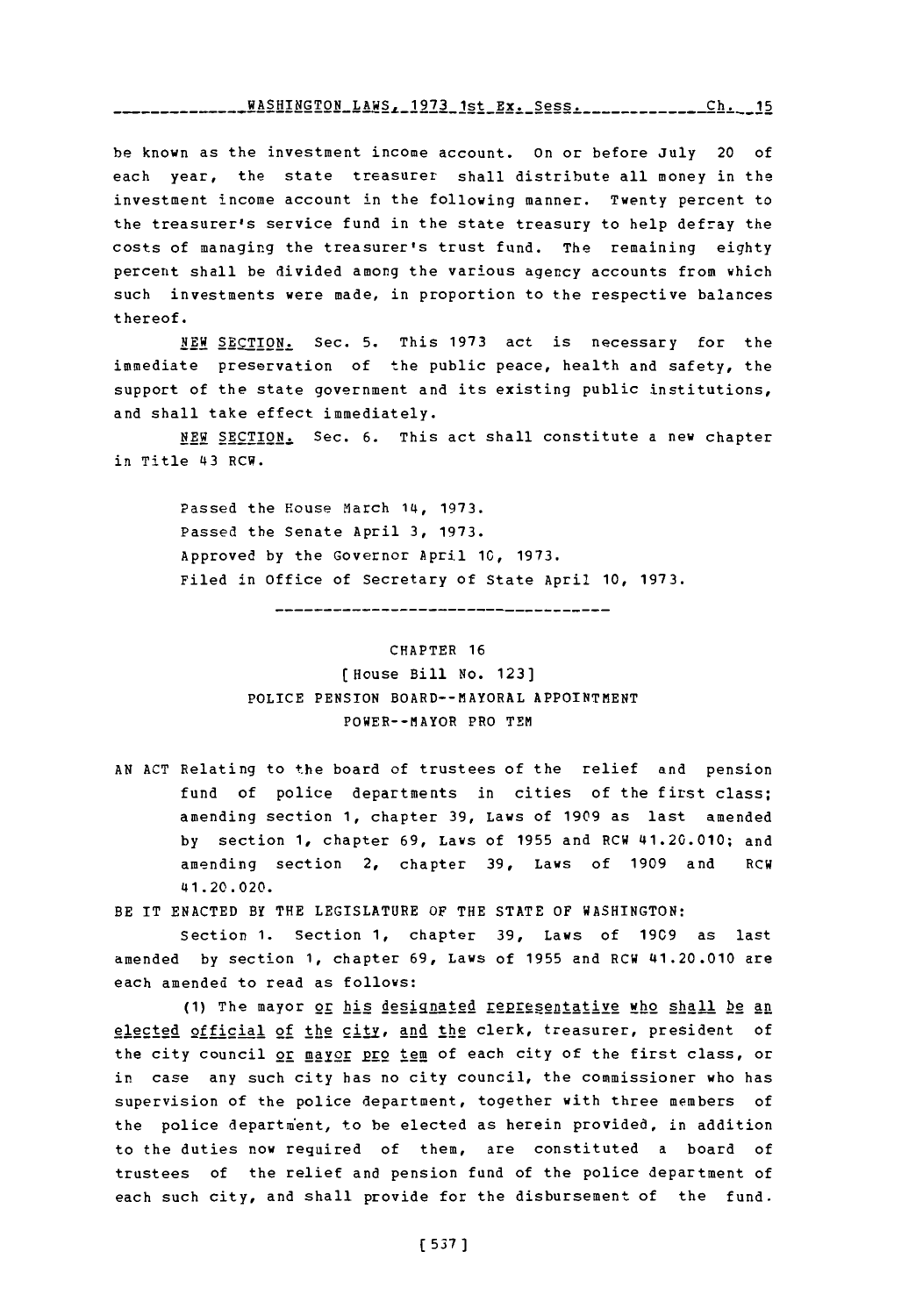be known as the investment income account. On or before July 20 of each year, the state treasurer shall distribute all money in the investment income account in the following manner. Twenty percent to the treasurer's service fund in the state treasury to help defray the costs of managing the treasurer's trust fund. The remaining eighty percent shall be divided among the various agency accounts from which such investments were made, in proportion to the respective balances thereof.

NEW SECTION. Sec. 5. This 1973 act is necessary for the immediate preservation of the public peace, health and safety, the support of the state government and its existing public institutions, and shall take effect immediately.

NEW SECTION. Sec. 6. This act shall constitute a new chapter in Title 43 RCW.

Passed the House March 14, 1973.
Passed the Senate April 3, 1973.
Approved by the Governor April 10, 1973.
Filed in Office of Secretary of State April 10, 1973.

---

CHAPTER 16

[House Bill No. 123]

POLICE PENSION BOARD--MAYORAL APPOINTMENT POWER--MAYOR PRO TEM

AN ACT Relating to the board of trustees of the relief and pension fund of police departments in cities of the first class; amending section 1, chapter 39, Laws of 1909 as last amended by section 1, chapter 69, Laws of 1955 and RCW 41.20.010; and amending section 2, chapter 39, Laws of 1909 and RCW 41.20.020.

BE IT ENACTED BY THE LEGISLATURE OF THE STATE OF WASHINGTON:

Section 1. Section 1, chapter 39, Laws of 1909 as last amended by section 1, chapter 69, Laws of 1955 and RCW 41.20.010 are each amended to read as follows:

(1) The mayor or his designated representative who shall be an elected official of the city, and the clerk, treasurer, president of the city council or mayor pro tem of each city of the first class, or in case any such city has no city council, the commissioner who has supervision of the police department, together with three members of the police department, to be elected as herein provided, in addition to the duties now required of them, are constituted a board of trustees of the relief and pension fund of the police department of each such city, and shall provide for the disbursement of the fund.